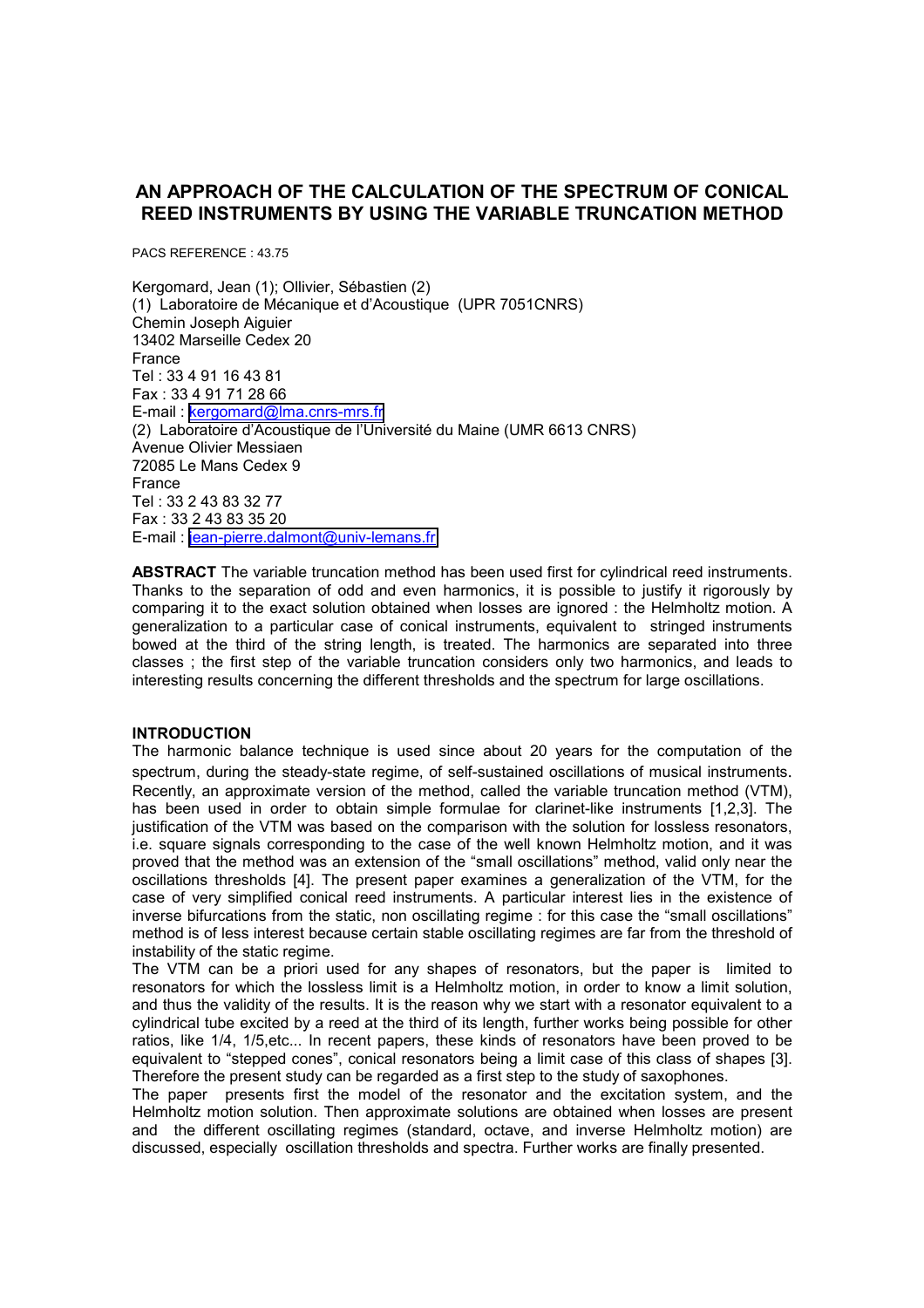# AN APPROACH OF THE CALCULATION OF THE SPECTRUM OF CONICAL REED INSTRUMENTS BY USING THE VARIABLE TRUNCATION METHOD

PACS REFERENCE : 43.75

Kergomard, Jean (1); Ollivier, Sébastien (2)
(1) Laboratoire de Mécanique et d'Acoustique (UPR 7051CNRS)
Chemin Joseph Aiguier
13402 Marseille Cedex 20
France
Tel : 33 4 91 16 43 81
Fax : 33 4 91 71 28 66
E-mail : kergomard@lma.cnrs-mrs.fr
(2) Laboratoire d'Acoustique de l'Université du Maine (UMR 6613 CNRS)
Avenue Olivier Messiaen
72085 Le Mans Cedex 9
France
Tel : 33 2 43 83 32 77
Fax : 33 2 43 83 35 20
E-mail : jean-pierre.dalmont@univ-lemans.fr

**ABSTRACT** The variable truncation method has been used first for cylindrical reed instruments. Thanks to the separation of odd and even harmonics, it is possible to justify it rigorously by comparing it to the exact solution obtained when losses are ignored : the Helmholtz motion. A generalization to a particular case of conical instruments, equivalent to stringed instruments bowed at the third of the string length, is treated. The harmonics are separated into three classes ; the first step of the variable truncation considers only two harmonics, and leads to interesting results concerning the different thresholds and the spectrum for large oscillations.

## INTRODUCTION

The harmonic balance technique is used since about 20 years for the computation of the spectrum, during the steady-state regime, of self-sustained oscillations of musical instruments. Recently, an approximate version of the method, called the variable truncation method (VTM), has been used in order to obtain simple formulae for clarinet-like instruments [1,2,3]. The justification of the VTM was based on the comparison with the solution for lossless resonators, i.e. square signals corresponding to the case of the well known Helmholtz motion, and it was proved that the method was an extension of the "small oscillations" method, valid only near the oscillations thresholds [4]. The present paper examines a generalization of the VTM, for the case of very simplified conical reed instruments. A particular interest lies in the existence of inverse bifurcations from the static, non oscillating regime : for this case the "small oscillations" method is of less interest because certain stable oscillating regimes are far from the threshold of instability of the static regime.

The VTM can be a priori used for any shapes of resonators, but the paper is limited to resonators for which the lossless limit is a Helmholtz motion, in order to know a limit solution, and thus the validity of the results. It is the reason why we start with a resonator equivalent to a cylindrical tube excited by a reed at the third of its length, further works being possible for other ratios, like 1/4, 1/5,etc... In recent papers, these kinds of resonators have been proved to be equivalent to "stepped cones", conical resonators being a limit case of this class of shapes [3]. Therefore the present study can be regarded as a first step to the study of saxophones.

The paper presents first the model of the resonator and the excitation system, and the Helmholtz motion solution. Then approximate solutions are obtained when losses are present and the different oscillating regimes (standard, octave, and inverse Helmholtz motion) are discussed, especially oscillation thresholds and spectra. Further works are finally presented.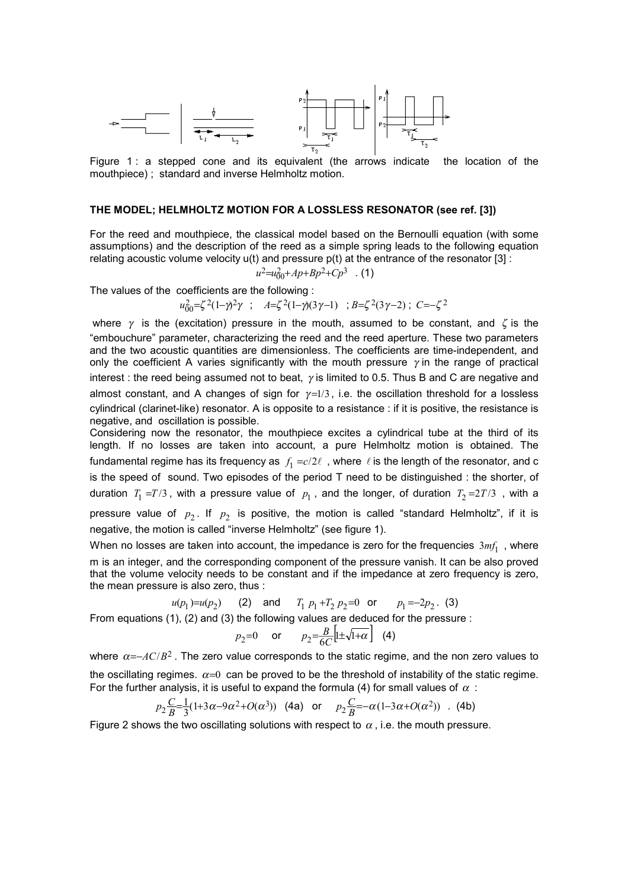Figure 1 : a stepped cone and its equivalent (the arrows indicate the location of the mouthpiece) ; standard and inverse Helmholtz motion.

### THE MODEL; HELMHOLTZ MOTION FOR A LOSSLESS RESONATOR (see ref. [3])

For the reed and mouthpiece, the classical model based on the Bernoulli equation (with some assumptions) and the description of the reed as a simple spring leads to the following equation relating acoustic volume velocity u(t) and pressure p(t) at the entrance of the resonator [3] :

$$u^2 = u_{00}^2 + Ap + Bp^2 + Cp^3 \quad . \text{ (1)}$$

The values of the coefficients are the following :

$$u_{00}^2 = \zeta^2 (1-\gamma)^2 \gamma \quad ; \quad A = \zeta^2 (1-\gamma)(3\gamma - 1) \quad ; B = \zeta^2 (3\gamma - 2) \; ; \; C = -\zeta^2$$

where $\gamma$ is the (excitation) pressure in the mouth, assumed to be constant, and $\zeta$ is the "embouchure" parameter, characterizing the reed and the reed aperture. These two parameters and the two acoustic quantities are dimensionless. The coefficients are time-independent, and only the coefficient A varies significantly with the mouth pressure $\gamma$ in the range of practical interest : the reed being assumed not to beat, $\gamma$ is limited to 0.5. Thus B and C are negative and almost constant, and A changes of sign for $\gamma = 1/3$, i.e. the oscillation threshold for a lossless cylindrical (clarinet-like) resonator. A is opposite to a resistance : if it is positive, the resistance is negative, and oscillation is possible.

Considering now the resonator, the mouthpiece excites a cylindrical tube at the third of its length. If no losses are taken into account, a pure Helmholtz motion is obtained. The fundamental regime has its frequency as $f_1 = c/2\ell$ , where $\ell$ is the length of the resonator, and c is the speed of sound. Two episodes of the period T need to be distinguished : the shorter, of duration $T_1 = T/3$, with a pressure value of $p_1$, and the longer, of duration $T_2 = 2T/3$ , with a pressure value of $p_2$. If $p_2$ is positive, the motion is called "standard Helmholtz", if it is negative, the motion is called "inverse Helmholtz" (see figure 1).

When no losses are taken into account, the impedance is zero for the frequencies $3mf_1$ , where m is an integer, and the corresponding component of the pressure vanish. It can be also proved that the volume velocity needs to be constant and if the impedance at zero frequency is zero, the mean pressure is also zero, thus :

$$u(p_1) = u(p_2) \quad \text{(2)} \quad \text{and} \quad T_1\, p_1 + T_2\, p_2 = 0 \quad \text{or} \quad p_1 = -2p_2 \, . \text{ (3)}$$

From equations (1), (2) and (3) the following values are deduced for the pressure :

$$p_2 = 0 \quad \text{or} \quad p_2 = \frac{B}{6C}\left[1 \pm \sqrt{1+\alpha}\right] \quad \text{(4)}$$

where $\alpha = -AC/B^2$. The zero value corresponds to the static regime, and the non zero values to the oscillating regimes. $\alpha = 0$ can be proved to be the threshold of instability of the static regime. For the further analysis, it is useful to expand the formula (4) for small values of $\alpha$ :

$$p_2 \frac{C}{B} = \frac{1}{3}(1 + 3\alpha - 9\alpha^2 + O(\alpha^3)) \quad \text{(4a)} \quad \text{or} \quad p_2 \frac{C}{B} = -\alpha(1 - 3\alpha + O(\alpha^2)) \quad . \text{ (4b)}$$

Figure 2 shows the two oscillating solutions with respect to $\alpha$, i.e. the mouth pressure.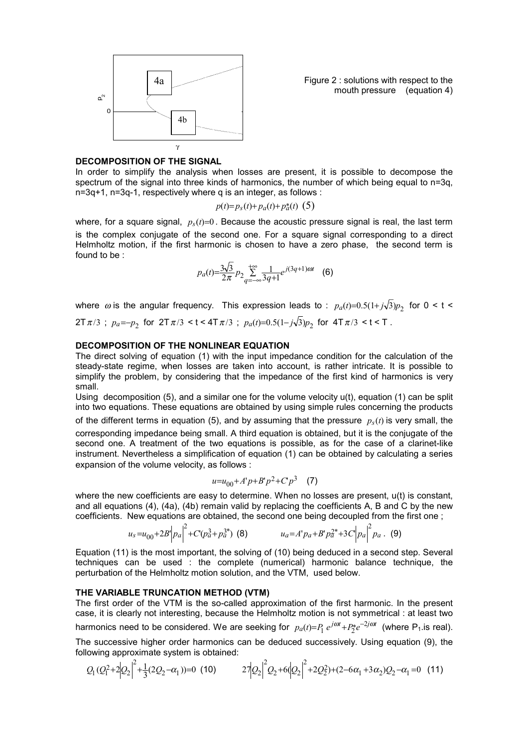Figure 2 : solutions with respect to the mouth pressure (equation 4)

### DECOMPOSITION OF THE SIGNAL

In order to simplify the analysis when losses are present, it is possible to decompose the spectrum of the signal into three kinds of harmonics, the number of which being equal to n=3q, n=3q+1, n=3q-1, respectively where q is an integer, as follows :

$$p(t)=p_s(t)+p_a(t)+p_a^*(t) \quad (5)$$

where, for a square signal, $p_s(t)=0$. Because the acoustic pressure signal is real, the last term is the complex conjugate of the second one. For a square signal corresponding to a direct Helmholtz motion, if the first harmonic is chosen to have a zero phase, the second term is found to be :

$$p_a(t)=\frac{3\sqrt{3}}{2\pi}p_2\sum_{q=-\infty}^{+\infty}\frac{1}{3q+1}e^{j(3q+1)\omega t} \quad (6)$$

where $\omega$ is the angular frequency. This expression leads to : $p_a(t)=0.5(1+j\sqrt{3})p_2$ for $0 < t < 2T\pi/3$ ; $p_a=-p_2$ for $2T\pi/3 < t < 4T\pi/3$ ; $p_a(t)=0.5(1-j\sqrt{3})p_2$ for $4T\pi/3 < t < T$.

### DECOMPOSITION OF THE NONLINEAR EQUATION

The direct solving of equation (1) with the input impedance condition for the calculation of the steady-state regime, when losses are taken into account, is rather intricate. It is possible to simplify the problem, by considering that the impedance of the first kind of harmonics is very small.

Using decomposition (5), and a similar one for the volume velocity u(t), equation (1) can be split into two equations. These equations are obtained by using simple rules concerning the products of the different terms in equation (5), and by assuming that the pressure $p_s(t)$ is very small, the corresponding impedance being small. A third equation is obtained, but it is the conjugate of the second one. A treatment of the two equations is possible, as for the case of a clarinet-like instrument. Nevertheless a simplification of equation (1) can be obtained by calculating a series expansion of the volume velocity, as follows :

$$u=u_{00}+A'p+B'p^2+C'p^3 \quad (7)$$

where the new coefficients are easy to determine. When no losses are present, u(t) is constant, and all equations (4), (4a), (4b) remain valid by replacing the coefficients A, B and C by the new coefficients. New equations are obtained, the second one being decoupled from the first one ;

$$u_s=u_{00}+2B'\left|p_a\right|^2+C'(p_a^3+p_a^{3*}) \quad (8) \qquad u_a=A'p_a+B'p_a^{2*}+3C'\left|p_a\right|^2p_a \ . \quad (9)$$

Equation (11) is the most important, the solving of (10) being deduced in a second step. Several techniques can be used : the complete (numerical) harmonic balance technique, the perturbation of the Helmholtz motion solution, and the VTM, used below.

### THE VARIABLE TRUNCATION METHOD (VTM)

The first order of the VTM is the so-called approximation of the first harmonic. In the present case, it is clearly not interesting, because the Helmholtz motion is not symmetrical : at least two harmonics need to be considered. We are seeking for $p_a(t)=P_1e^{j\omega t}+P_2^*e^{-2j\omega t}$ (where $P_1$.is real).

The successive higher order harmonics can be deduced successively. Using equation (9), the following approximate system is obtained:

$$Q_1(Q_1^2+2\left|Q_2\right|^2+\frac{1}{3}(2Q_2-\alpha_1))=0 \quad (10) \qquad 27\left|Q_2\right|^2Q_2+6(\left|Q_2\right|^2+2Q_2^2)+(2-6\alpha_1+3\alpha_2)Q_2-\alpha_1=0 \quad (11)$$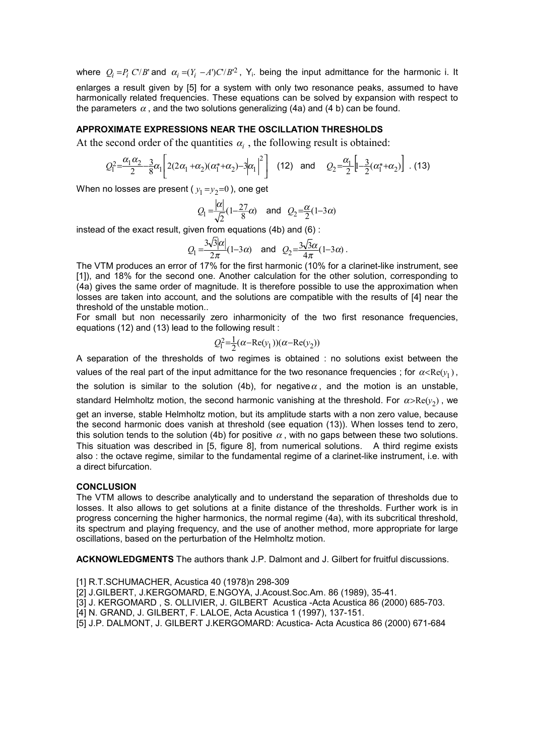where $Q_i = P_i\, C'/B'$ and $\alpha_i = (Y_i - A')C'/B'^2$, $Y_i$. being the input admittance for the harmonic i. It enlarges a result given by [5] for a system with only two resonance peaks, assumed to have harmonically related frequencies. These equations can be solved by expansion with respect to the parameters $\alpha$, and the two solutions generalizing (4a) and (4 b) can be found.

**APPROXIMATE EXPRESSIONS NEAR THE OSCILLATION THRESHOLDS**

At the second order of the quantities $\alpha_i$, the following result is obtained:

$$Q_1^2 = \frac{\alpha_1\alpha_2}{2} - \frac{3}{8}\alpha_1\left[2(2\alpha_1+\alpha_2)(\alpha_1^*+\alpha_2) - 3|\alpha_1|^2\right] \quad (12) \quad \text{and} \quad Q_2 = \frac{\alpha_1}{2}\left[1 - \frac{3}{2}(\alpha_1^*+\alpha_2)\right] \quad . (13)$$

When no losses are present ( $y_1 = y_2 = 0$ ), one get

$$Q_1 = \frac{|\alpha|}{\sqrt{2}}\left(1 - \frac{27}{8}\alpha\right) \quad \text{and} \quad Q_2 = \frac{\alpha}{2}(1-3\alpha)$$

instead of the exact result, given from equations (4b) and (6) :

$$Q_1 = \frac{3\sqrt{3}|\alpha|}{2\pi}(1-3\alpha) \quad \text{and} \quad Q_2 = \frac{3\sqrt{3}\alpha}{4\pi}(1-3\alpha)\,.$$

The VTM produces an error of 17% for the first harmonic (10% for a clarinet-like instrument, see [1]), and 18% for the second one. Another calculation for the other solution, corresponding to (4a) gives the same order of magnitude. It is therefore possible to use the approximation when losses are taken into account, and the solutions are compatible with the results of [4] near the threshold of the unstable motion..

For small but non necessarily zero inharmonicity of the two first resonance frequencies, equations (12) and (13) lead to the following result :

$$Q_1^2 = \frac{1}{2}(\alpha - \mathrm{Re}(y_1))(\alpha - \mathrm{Re}(y_2))$$

A separation of the thresholds of two regimes is obtained : no solutions exist between the values of the real part of the input admittance for the two resonance frequencies ; for $\alpha < \mathrm{Re}(y_1)$, the solution is similar to the solution (4b), for negative $\alpha$, and the motion is an unstable, standard Helmholtz motion, the second harmonic vanishing at the threshold. For $\alpha > \mathrm{Re}(y_2)$, we get an inverse, stable Helmholtz motion, but its amplitude starts with a non zero value, because the second harmonic does vanish at threshold (see equation (13)). When losses tend to zero, this solution tends to the solution (4b) for positive $\alpha$, with no gaps between these two solutions. This situation was described in [5, figure 8], from numerical solutions. A third regime exists also : the octave regime, similar to the fundamental regime of a clarinet-like instrument, i.e. with a direct bifurcation.

**CONCLUSION**

The VTM allows to describe analytically and to understand the separation of thresholds due to losses. It also allows to get solutions at a finite distance of the thresholds. Further work is in progress concerning the higher harmonics, the normal regime (4a), with its subcritical threshold, its spectrum and playing frequency, and the use of another method, more appropriate for large oscillations, based on the perturbation of the Helmholtz motion.

**ACKNOWLEDGMENTS** The authors thank J.P. Dalmont and J. Gilbert for fruitful discussions.

[1] R.T.SCHUMACHER, Acustica 40 (1978)n 298-309
[2] J.GILBERT, J.KERGOMARD, E.NGOYA, J.Acoust.Soc.Am. 86 (1989), 35-41.
[3] J. KERGOMARD , S. OLLIVIER, J. GILBERT Acustica -Acta Acustica 86 (2000) 685-703.
[4] N. GRAND, J. GILBERT, F. LALOE, Acta Acustica 1 (1997), 137-151.
[5] J.P. DALMONT, J. GILBERT J.KERGOMARD: Acustica- Acta Acustica 86 (2000) 671-684